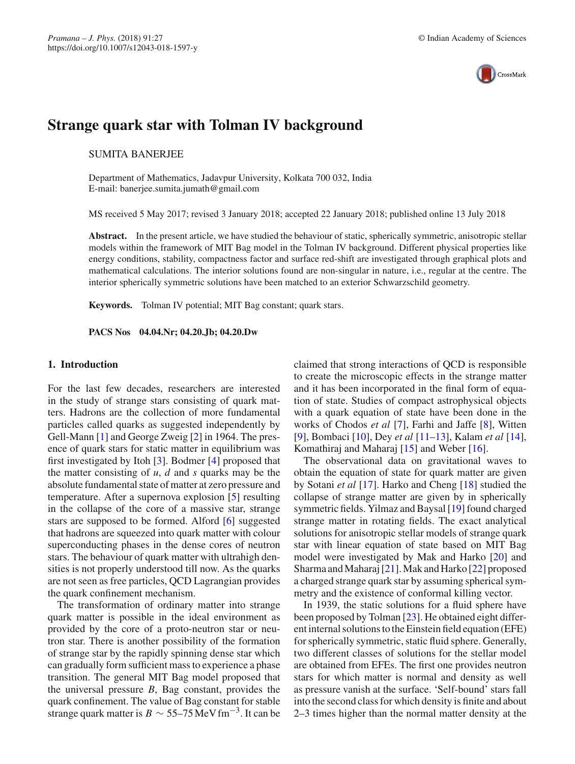# Strange quark star with Tolman IV background

SUMITA BANERJEE

Department of Mathematics, Jadavpur University, Kolkata 700 032, India
E-mail: banerjee.sumita.jumath@gmail.com

MS received 5 May 2017; revised 3 January 2018; accepted 22 January 2018; published online 13 July 2018

**Abstract.** In the present article, we have studied the behaviour of static, spherically symmetric, anisotropic stellar models within the framework of MIT Bag model in the Tolman IV background. Different physical properties like energy conditions, stability, compactness factor and surface red-shift are investigated through graphical plots and mathematical calculations. The interior solutions found are non-singular in nature, i.e., regular at the centre. The interior spherically symmetric solutions have been matched to an exterior Schwarzschild geometry.

**Keywords.** Tolman IV potential; MIT Bag constant; quark stars.

**PACS Nos** 04.04.Nr; 04.20.Jb; 04.20.Dw

## 1. Introduction

For the last few decades, researchers are interested in the study of strange stars consisting of quark matters. Hadrons are the collection of more fundamental particles called quarks as suggested independently by Gell-Mann [1] and George Zweig [2] in 1964. The presence of quark stars for static matter in equilibrium was first investigated by Itoh [3]. Bodmer [4] proposed that the matter consisting of *u*, *d* and *s* quarks may be the absolute fundamental state of matter at zero pressure and temperature. After a supernova explosion [5] resulting in the collapse of the core of a massive star, strange stars are supposed to be formed. Alford [6] suggested that hadrons are squeezed into quark matter with colour superconducting phases in the dense cores of neutron stars. The behaviour of quark matter with ultrahigh densities is not properly understood till now. As the quarks are not seen as free particles, QCD Lagrangian provides the quark confinement mechanism.

The transformation of ordinary matter into strange quark matter is possible in the ideal environment as provided by the core of a proto-neutron star or neutron star. There is another possibility of the formation of strange star by the rapidly spinning dense star which can gradually form sufficient mass to experience a phase transition. The general MIT Bag model proposed that the universal pressure $B$, Bag constant, provides the quark confinement. The value of Bag constant for stable strange quark matter is $B \sim 55$–$75\,\mathrm{MeV\,fm^{-3}}$. It can be claimed that strong interactions of QCD is responsible to create the microscopic effects in the strange matter and it has been incorporated in the final form of equation of state. Studies of compact astrophysical objects with a quark equation of state have been done in the works of Chodos *et al* [7], Farhi and Jaffe [8], Witten [9], Bombaci [10], Dey *et al* [11–13], Kalam *et al* [14], Komathiraj and Maharaj [15] and Weber [16].

The observational data on gravitational waves to obtain the equation of state for quark matter are given by Sotani *et al* [17]. Harko and Cheng [18] studied the collapse of strange matter are given by in spherically symmetric fields. Yilmaz and Baysal [19] found charged strange matter in rotating fields. The exact analytical solutions for anisotropic stellar models of strange quark star with linear equation of state based on MIT Bag model were investigated by Mak and Harko [20] and Sharma and Maharaj [21]. Mak and Harko [22] proposed a charged strange quark star by assuming spherical symmetry and the existence of conformal killing vector.

In 1939, the static solutions for a fluid sphere have been proposed by Tolman [23]. He obtained eight different internal solutions to the Einstein field equation (EFE) for spherically symmetric, static fluid sphere. Generally, two different classes of solutions for the stellar model are obtained from EFEs. The first one provides neutron stars for which matter is normal and density as well as pressure vanish at the surface. 'Self-bound' stars fall into the second class for which density is finite and about 2–3 times higher than the normal matter density at the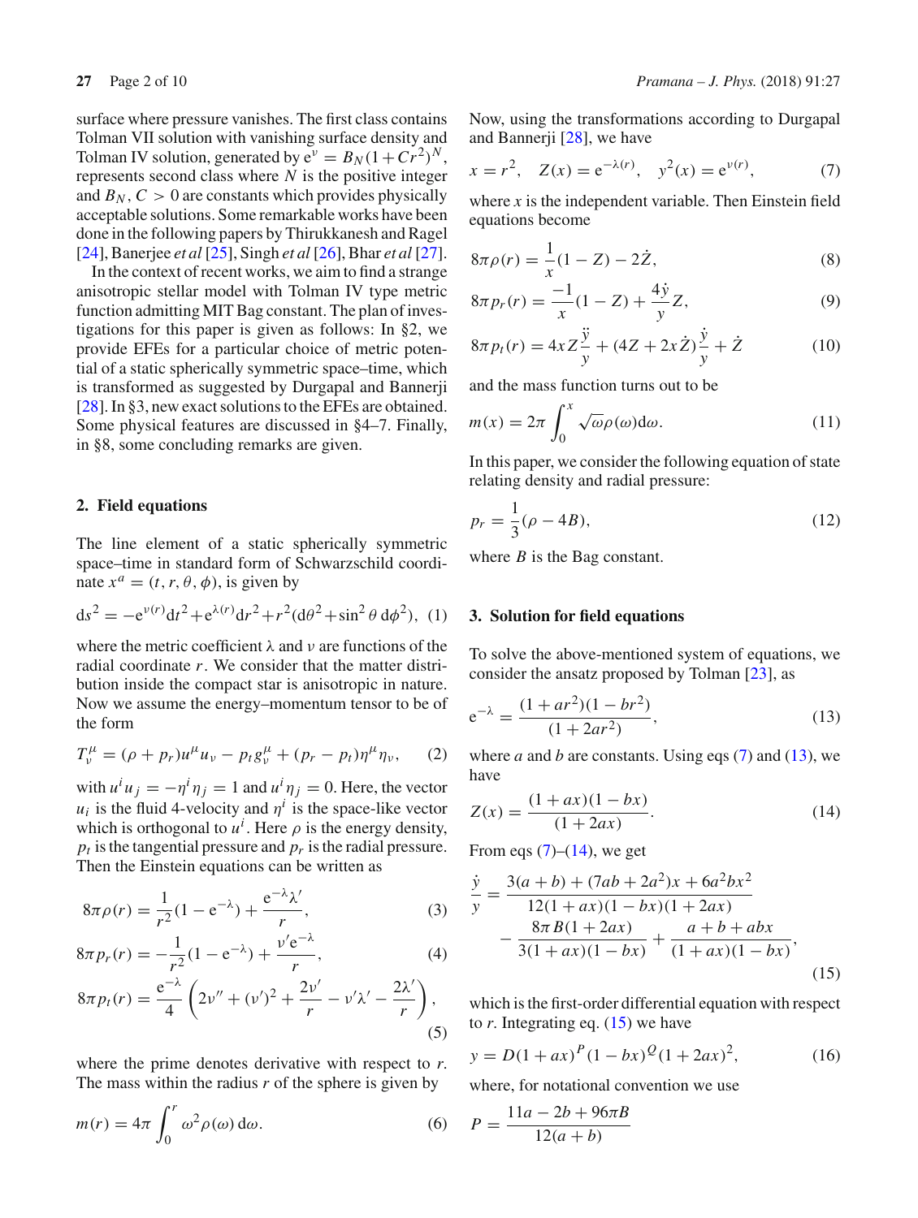surface where pressure vanishes. The first class contains Tolman VII solution with vanishing surface density and Tolman IV solution, generated by $e^{\nu} = B_N(1+Cr^2)^N$, represents second class where $N$ is the positive integer and $B_N$, $C > 0$ are constants which provides physically acceptable solutions. Some remarkable works have been done in the following papers by Thirukkanesh and Ragel [24], Banerjee *et al* [25], Singh *et al* [26], Bhar *et al* [27].

In the context of recent works, we aim to find a strange anisotropic stellar model with Tolman IV type metric function admitting MIT Bag constant. The plan of investigations for this paper is given as follows: In §2, we provide EFEs for a particular choice of metric potential of a static spherically symmetric space–time, which is transformed as suggested by Durgapal and Bannerji [28]. In §3, new exact solutions to the EFEs are obtained. Some physical features are discussed in §4–7. Finally, in §8, some concluding remarks are given.

## 2. Field equations

The line element of a static spherically symmetric space–time in standard form of Schwarzschild coordinate $x^a = (t, r, \theta, \phi)$, is given by

$$ds^2 = -e^{\nu(r)}dt^2 + e^{\lambda(r)}dr^2 + r^2(d\theta^2 + \sin^2\theta\, d\phi^2), \quad (1)$$

where the metric coefficient $\lambda$ and $\nu$ are functions of the radial coordinate $r$. We consider that the matter distribution inside the compact star is anisotropic in nature. Now we assume the energy–momentum tensor to be of the form

$$T^{\mu}_{\nu} = (\rho + p_r)u^{\mu}u_{\nu} - p_t g^{\mu}_{\nu} + (p_r - p_t)\eta^{\mu}\eta_{\nu}, \quad (2)$$

with $u^i u_j = -\eta^i \eta_j = 1$ and $u^i \eta_j = 0$. Here, the vector $u_i$ is the fluid 4-velocity and $\eta^i$ is the space-like vector which is orthogonal to $u^i$. Here $\rho$ is the energy density, $p_t$ is the tangential pressure and $p_r$ is the radial pressure. Then the Einstein equations can be written as

$$8\pi\rho(r) = \frac{1}{r^2}(1 - e^{-\lambda}) + \frac{e^{-\lambda}\lambda'}{r}, \quad (3)$$

$$8\pi p_r(r) = -\frac{1}{r^2}(1 - e^{-\lambda}) + \frac{\nu' e^{-\lambda}}{r}, \quad (4)$$

$$8\pi p_t(r) = \frac{e^{-\lambda}}{4}\left(2\nu'' + (\nu')^2 + \frac{2\nu'}{r} - \nu'\lambda' - \frac{2\lambda'}{r}\right), \quad (5)$$

where the prime denotes derivative with respect to $r$. The mass within the radius $r$ of the sphere is given by

$$m(r) = 4\pi \int_0^r \omega^2 \rho(\omega)\, d\omega. \quad (6)$$

Now, using the transformations according to Durgapal and Bannerji [28], we have

$$x = r^2, \quad Z(x) = e^{-\lambda(r)}, \quad y^2(x) = e^{\nu(r)}, \quad (7)$$

where $x$ is the independent variable. Then Einstein field equations become

$$8\pi\rho(r) = \frac{1}{x}(1 - Z) - 2\dot{Z}, \quad (8)$$

$$8\pi p_r(r) = \frac{-1}{x}(1 - Z) + \frac{4\dot{y}}{y}Z, \quad (9)$$

$$8\pi p_t(r) = 4xZ\frac{\ddot{y}}{y} + (4Z + 2x\dot{Z})\frac{\dot{y}}{y} + \dot{Z} \quad (10)$$

and the mass function turns out to be

$$m(x) = 2\pi \int_0^x \sqrt{\omega}\rho(\omega)d\omega. \quad (11)$$

In this paper, we consider the following equation of state relating density and radial pressure:

$$p_r = \frac{1}{3}(\rho - 4B), \quad (12)$$

where $B$ is the Bag constant.

## 3. Solution for field equations

To solve the above-mentioned system of equations, we consider the ansatz proposed by Tolman [23], as

$$e^{-\lambda} = \frac{(1 + ar^2)(1 - br^2)}{(1 + 2ar^2)}, \quad (13)$$

where $a$ and $b$ are constants. Using eqs (7) and (13), we have

$$Z(x) = \frac{(1 + ax)(1 - bx)}{(1 + 2ax)}. \quad (14)$$

From eqs (7)–(14), we get

$$\frac{\dot{y}}{y} = \frac{3(a + b) + (7ab + 2a^2)x + 6a^2bx^2}{12(1 + ax)(1 - bx)(1 + 2ax)} - \frac{8\pi B(1 + 2ax)}{3(1 + ax)(1 - bx)} + \frac{a + b + abx}{(1 + ax)(1 - bx)}, \quad (15)$$

which is the first-order differential equation with respect to $r$. Integrating eq. (15) we have

$$y = D(1 + ax)^P(1 - bx)^Q(1 + 2ax)^2, \quad (16)$$

where, for notational convention we use

$$P = \frac{11a - 2b + 96\pi B}{12(a + b)}$$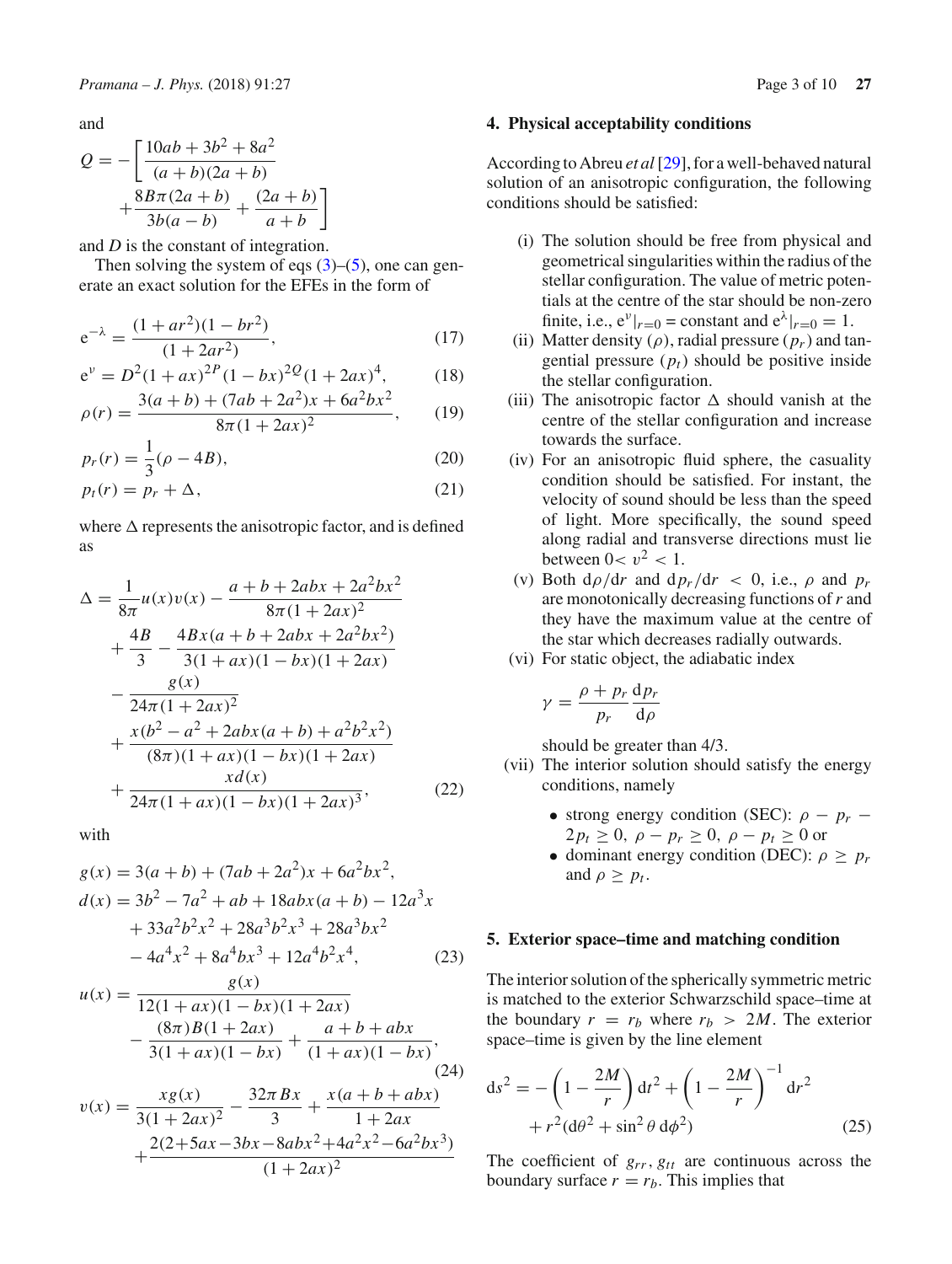and

$$
Q = -\left[\frac{10ab + 3b^2 + 8a^2}{(a+b)(2a+b)} + \frac{8B\pi(2a+b)}{3b(a-b)} + \frac{(2a+b)}{a+b}\right]
$$

and $D$ is the constant of integration.

Then solving the system of eqs (3)–(5), one can generate an exact solution for the EFEs in the form of

$$
\mathrm{e}^{-\lambda} = \frac{(1+ar^2)(1-br^2)}{(1+2ar^2)}, \tag{17}
$$

$$
\mathrm{e}^{\nu} = D^2(1+ax)^{2P}(1-bx)^{2Q}(1+2ax)^4, \tag{18}
$$

$$
\rho(r) = \frac{3(a+b) + (7ab+2a^2)x + 6a^2bx^2}{8\pi(1+2ax)^2}, \tag{19}
$$

$$
p_r(r) = \frac{1}{3}(\rho - 4B), \tag{20}
$$

$$
p_t(r) = p_r + \Delta, \tag{21}
$$

where $\Delta$ represents the anisotropic factor, and is defined as

$$
\begin{aligned}
\Delta = {} & \frac{1}{8\pi}u(x)v(x) - \frac{a+b+2abx+2a^2bx^2}{8\pi(1+2ax)^2} \\
& + \frac{4B}{3} - \frac{4Bx(a+b+2abx+2a^2bx^2)}{3(1+ax)(1-bx)(1+2ax)} \\
& - \frac{g(x)}{24\pi(1+2ax)^2} \\
& + \frac{x(b^2-a^2+2abx(a+b)+a^2b^2x^2)}{(8\pi)(1+ax)(1-bx)(1+2ax)} \\
& + \frac{xd(x)}{24\pi(1+ax)(1-bx)(1+2ax)^3},
\end{aligned} \tag{22}
$$

with

$$
\begin{aligned}
g(x) = {} & 3(a+b) + (7ab+2a^2)x + 6a^2bx^2, \\
d(x) = {} & 3b^2 - 7a^2 + ab + 18abx(a+b) - 12a^3x \\
& + 33a^2b^2x^2 + 28a^3b^2x^3 + 28a^3bx^2 \\
& - 4a^4x^2 + 8a^4bx^3 + 12a^4b^2x^4,
\end{aligned} \tag{23}
$$

$$
\begin{aligned}
u(x) = {} & \frac{g(x)}{12(1+ax)(1-bx)(1+2ax)} \\
& - \frac{(8\pi)B(1+2ax)}{3(1+ax)(1-bx)} + \frac{a+b+abx}{(1+ax)(1-bx)},
\end{aligned} \tag{24}
$$

$$
\begin{aligned}
v(x) = {} & \frac{xg(x)}{3(1+2ax)^2} - \frac{32\pi Bx}{3} + \frac{x(a+b+abx)}{1+2ax} \\
& + \frac{2(2+5ax-3bx-8abx^2+4a^2x^2-6a^2bx^3)}{(1+2ax)^2}
\end{aligned}
$$

## 4. Physical acceptability conditions

According to Abreu *et al* [29], for a well-behaved natural solution of an anisotropic configuration, the following conditions should be satisfied:

(i) The solution should be free from physical and geometrical singularities within the radius of the stellar configuration. The value of metric potentials at the centre of the star should be non-zero finite, i.e., $\mathrm{e}^{\nu}|_{r=0}$ = constant and $\mathrm{e}^{\lambda}|_{r=0} = 1$.

(ii) Matter density ($\rho$), radial pressure ($p_r$) and tangential pressure ($p_t$) should be positive inside the stellar configuration.

(iii) The anisotropic factor $\Delta$ should vanish at the centre of the stellar configuration and increase towards the surface.

(iv) For an anisotropic fluid sphere, the casuality condition should be satisfied. For instant, the velocity of sound should be less than the speed of light. More specifically, the sound speed along radial and transverse directions must lie between $0 < v^2 < 1$.

(v) Both $\mathrm{d}\rho/\mathrm{d}r$ and $\mathrm{d}p_r/\mathrm{d}r < 0$, i.e., $\rho$ and $p_r$ are monotonically decreasing functions of $r$ and they have the maximum value at the centre of the star which decreases radially outwards.

(vi) For static object, the adiabatic index

$$
\gamma = \frac{\rho + p_r}{p_r}\frac{\mathrm{d}p_r}{\mathrm{d}\rho}
$$

should be greater than 4/3.

(vii) The interior solution should satisfy the energy conditions, namely

- strong energy condition (SEC): $\rho - p_r - 2p_t \geq 0$, $\rho - p_r \geq 0$, $\rho - p_t \geq 0$ or
- dominant energy condition (DEC): $\rho \geq p_r$ and $\rho \geq p_t$.

## 5. Exterior space–time and matching condition

The interior solution of the spherically symmetric metric is matched to the exterior Schwarzschild space–time at the boundary $r = r_b$ where $r_b > 2M$. The exterior space–time is given by the line element

$$
\mathrm{d}s^2 = -\left(1 - \frac{2M}{r}\right)\mathrm{d}t^2 + \left(1 - \frac{2M}{r}\right)^{-1}\mathrm{d}r^2 + r^2(\mathrm{d}\theta^2 + \sin^2\theta\,\mathrm{d}\phi^2) \tag{25}
$$

The coefficient of $g_{rr}$, $g_{tt}$ are continuous across the boundary surface $r = r_b$. This implies that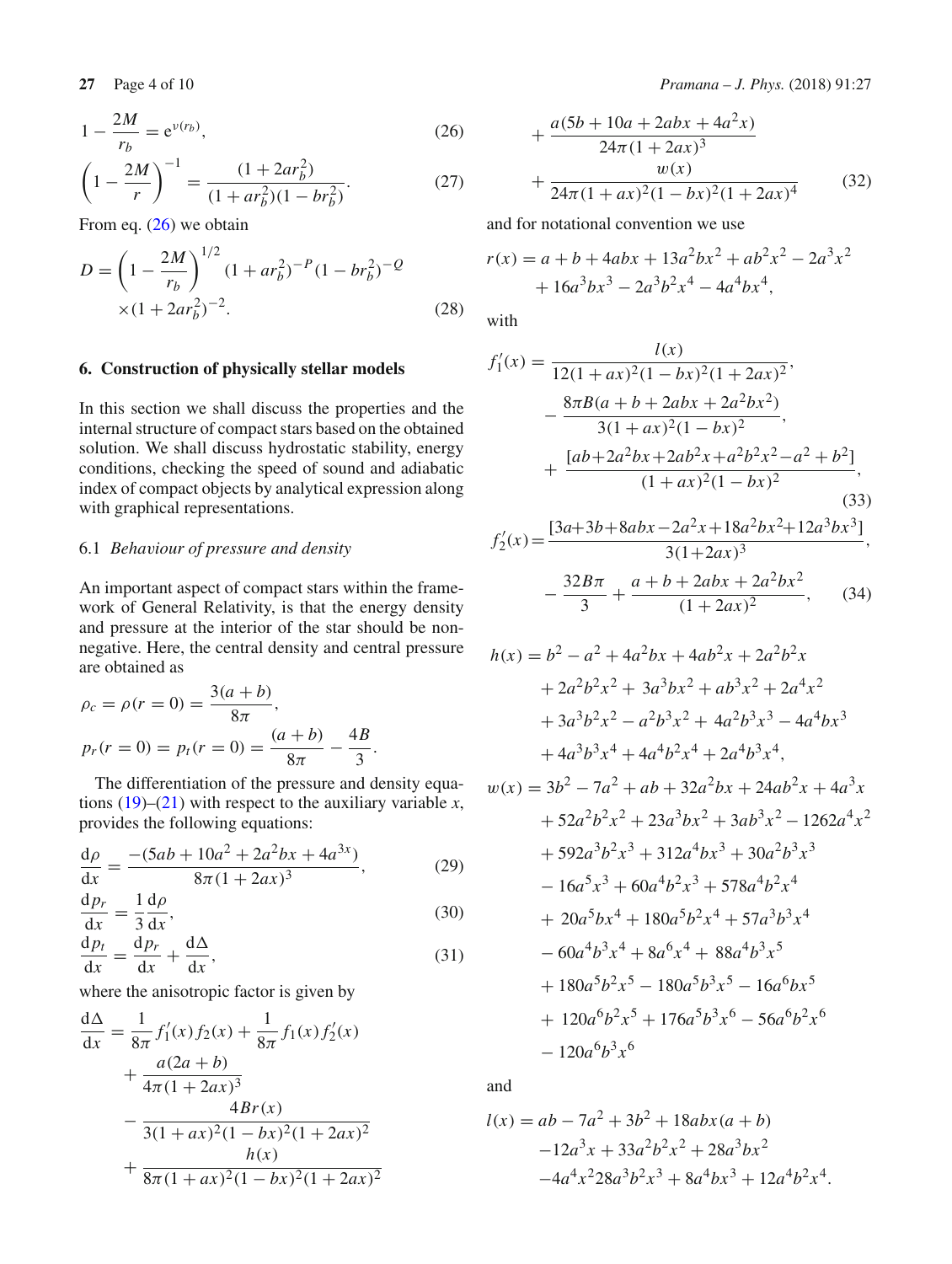$$1-\frac{2M}{r_b}=e^{\nu(r_b)}, \tag{26}$$

$$\left(1-\frac{2M}{r}\right)^{-1}=\frac{(1+2ar_b^2)}{(1+ar_b^2)(1-br_b^2)}. \tag{27}$$

From eq. (26) we obtain

$$D=\left(1-\frac{2M}{r_b}\right)^{1/2}(1+ar_b^2)^{-P}(1-br_b^2)^{-Q}\times(1+2ar_b^2)^{-2}. \tag{28}$$

## 6. Construction of physically stellar models

In this section we shall discuss the properties and the internal structure of compact stars based on the obtained solution. We shall discuss hydrostatic stability, energy conditions, checking the speed of sound and adiabatic index of compact objects by analytical expression along with graphical representations.

### 6.1 *Behaviour of pressure and density*

An important aspect of compact stars within the framework of General Relativity, is that the energy density and pressure at the interior of the star should be non-negative. Here, the central density and central pressure are obtained as

$$\rho_c=\rho(r=0)=\frac{3(a+b)}{8\pi},$$

$$p_r(r=0)=p_t(r=0)=\frac{(a+b)}{8\pi}-\frac{4B}{3}.$$

The differentiation of the pressure and density equations (19)–(21) with respect to the auxiliary variable $x$, provides the following equations:

$$\frac{d\rho}{dx}=\frac{-(5ab+10a^2+2a^2bx+4a^{3x})}{8\pi(1+2ax)^3}, \tag{29}$$

$$\frac{dp_r}{dx}=\frac{1}{3}\frac{d\rho}{dx}, \tag{30}$$

$$\frac{dp_t}{dx}=\frac{dp_r}{dx}+\frac{d\Delta}{dx}, \tag{31}$$

where the anisotropic factor is given by

$$\begin{aligned}\frac{d\Delta}{dx}=&\frac{1}{8\pi}f_1'(x)f_2(x)+\frac{1}{8\pi}f_1(x)f_2'(x)\\&+\frac{a(2a+b)}{4\pi(1+2ax)^3}\\&-\frac{4Br(x)}{3(1+ax)^2(1-bx)^2(1+2ax)^2}\\&+\frac{h(x)}{8\pi(1+ax)^2(1-bx)^2(1+2ax)^2}\\&+\frac{a(5b+10a+2abx+4a^2x)}{24\pi(1+2ax)^3}\\&+\frac{w(x)}{24\pi(1+ax)^2(1-bx)^2(1+2ax)^4}\end{aligned} \tag{32}$$

and for notational convention we use

$$r(x)=a+b+4abx+13a^2bx^2+ab^2x^2-2a^3x^2+16a^3bx^3-2a^3b^2x^4-4a^4bx^4,$$

with

$$\begin{aligned}f_1'(x)=&\frac{l(x)}{12(1+ax)^2(1-bx)^2(1+2ax)^2},\\&-\frac{8\pi B(a+b+2abx+2a^2bx^2)}{3(1+ax)^2(1-bx)^2},\\&+\frac{[ab+2a^2bx+2ab^2x+a^2b^2x^2-a^2+b^2]}{(1+ax)^2(1-bx)^2},\end{aligned} \tag{33}$$

$$\begin{aligned}f_2'(x)=&\frac{[3a+3b+8abx-2a^2x+18a^2bx^2+12a^3bx^3]}{3(1+2ax)^3},\\&-\frac{32B\pi}{3}+\frac{a+b+2abx+2a^2bx^2}{(1+2ax)^2},\end{aligned} \tag{34}$$

$$\begin{aligned}h(x)=&\,b^2-a^2+4a^2bx+4ab^2x+2a^2b^2x\\&+2a^2b^2x^2+3a^3bx^2+ab^3x^2+2a^4x^2\\&+3a^3b^2x^2-a^2b^3x^2+4a^2b^3x^3-4a^4bx^3\\&+4a^3b^3x^4+4a^4b^2x^4+2a^4b^3x^4,\end{aligned}$$

$$\begin{aligned}w(x)=&\,3b^2-7a^2+ab+32a^2bx+24ab^2x+4a^3x\\&+52a^2b^2x^2+23a^3bx^2+3ab^3x^2-1262a^4x^2\\&+592a^3b^2x^3+312a^4bx^3+30a^2b^3x^3\\&-16a^5x^3+60a^4b^2x^3+578a^4b^2x^4\\&+20a^5bx^4+180a^5b^2x^4+57a^3b^3x^4\\&-60a^4b^3x^4+8a^6x^4+88a^4b^3x^5\\&+180a^5b^2x^5-180a^5b^3x^5-16a^6bx^5\\&+120a^6b^2x^5+176a^5b^3x^6-56a^6b^2x^6\\&-120a^6b^3x^6\end{aligned}$$

and

$$\begin{aligned}l(x)=&\,ab-7a^2+3b^2+18abx(a+b)\\&-12a^3x+33a^2b^2x^2+28a^3bx^2\\&-4a^4x^228a^3b^2x^3+8a^4bx^3+12a^4b^2x^4.\end{aligned}$$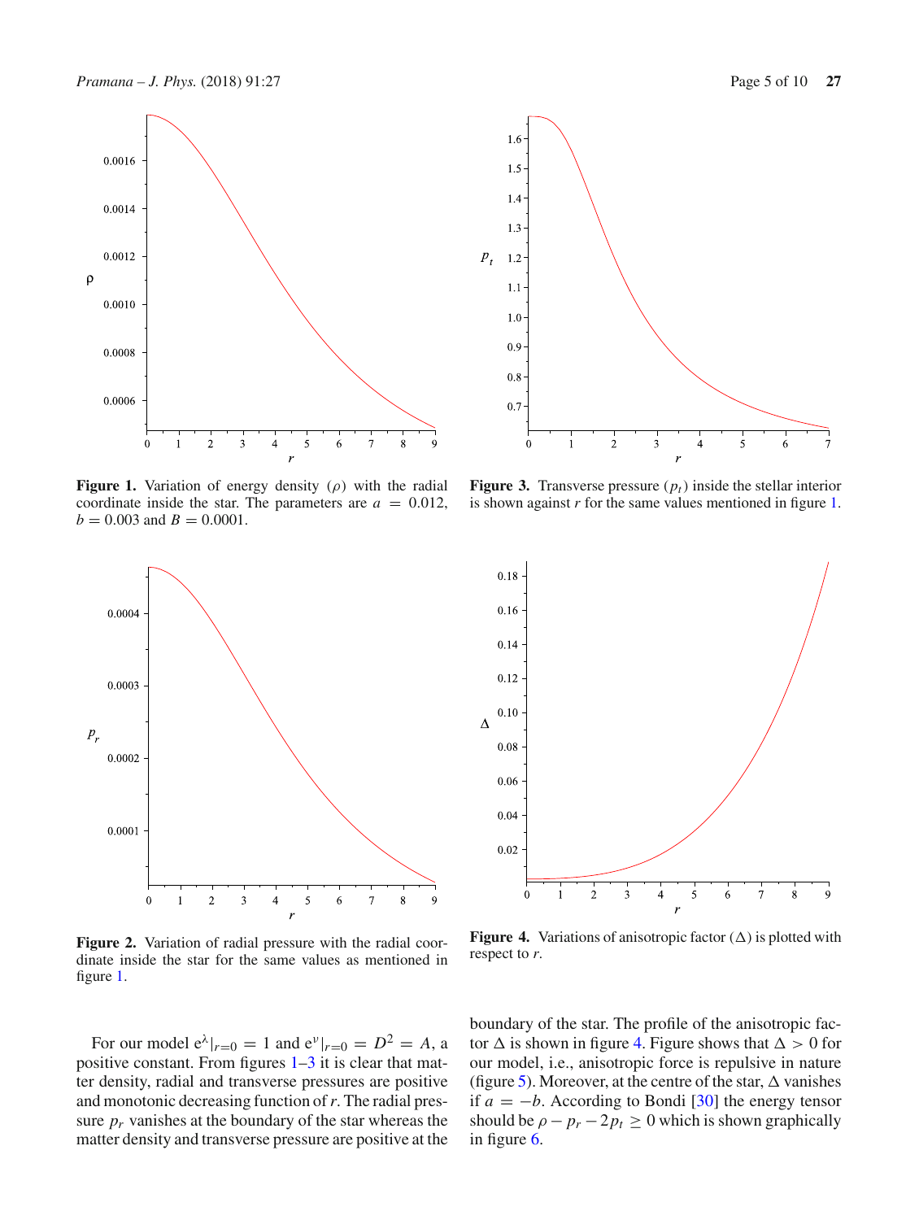**Figure 1.** Variation of energy density ($\rho$) with the radial coordinate inside the star. The parameters are $a = 0.012$, $b = 0.003$ and $B = 0.0001$.

**Figure 2.** Variation of radial pressure with the radial coordinate inside the star for the same values as mentioned in figure 1.

**Figure 3.** Transverse pressure ($p_t$) inside the stellar interior is shown against $r$ for the same values mentioned in figure 1.

**Figure 4.** Variations of anisotropic factor ($\Delta$) is plotted with respect to $r$.

For our model $\mathrm{e}^{\lambda}|_{r=0} = 1$ and $\mathrm{e}^{\nu}|_{r=0} = D^2 = A$, a positive constant. From figures 1–3 it is clear that matter density, radial and transverse pressures are positive and monotonic decreasing function of $r$. The radial pressure $p_r$ vanishes at the boundary of the star whereas the matter density and transverse pressure are positive at the boundary of the star. The profile of the anisotropic factor $\Delta$ is shown in figure 4. Figure shows that $\Delta > 0$ for our model, i.e., anisotropic force is repulsive in nature (figure 5). Moreover, at the centre of the star, $\Delta$ vanishes if $a = -b$. According to Bondi [30] the energy tensor should be $\rho - p_r - 2p_t \geq 0$ which is shown graphically in figure 6.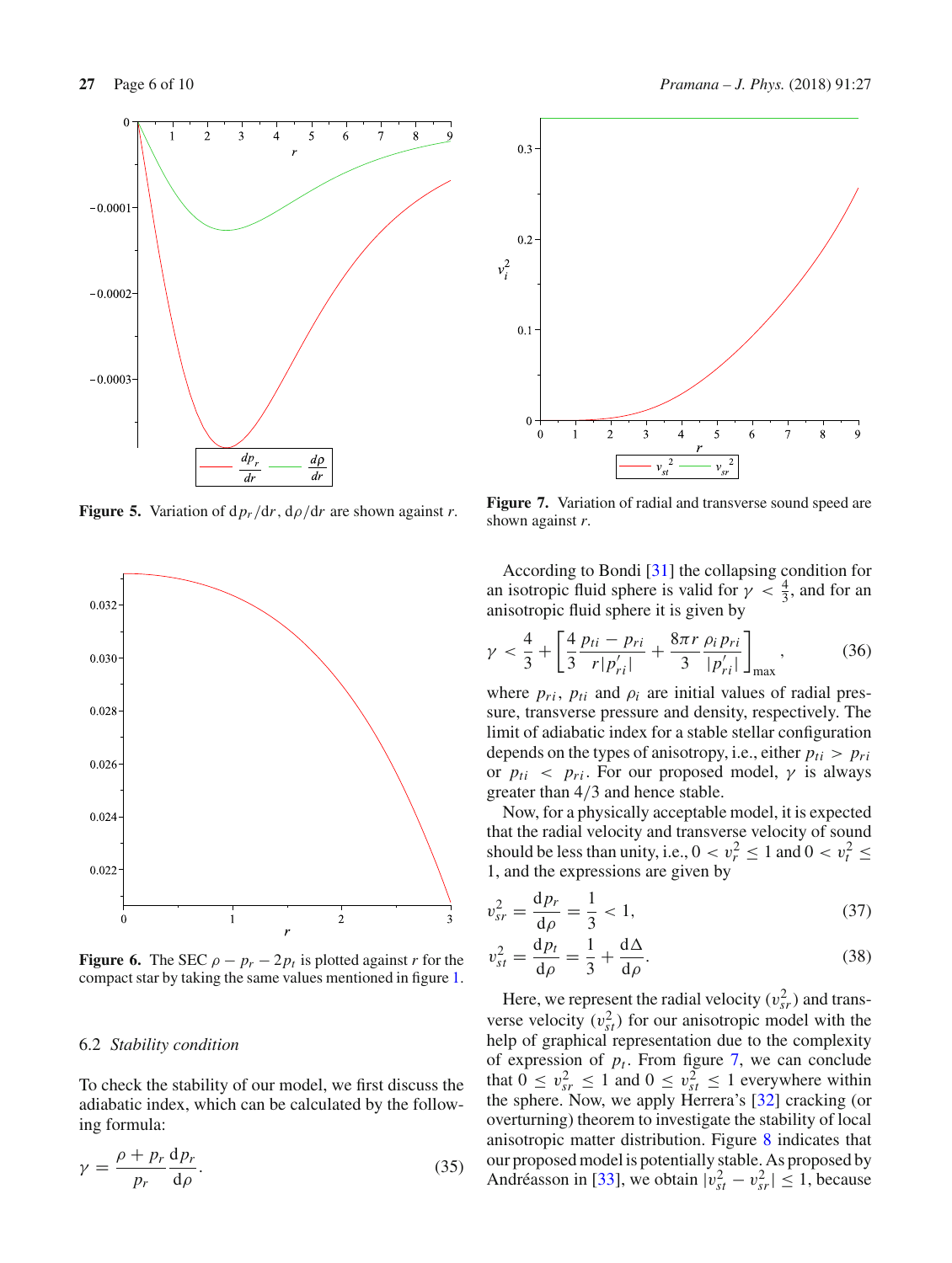Figure 5. Variation of $\mathrm{d}p_r/\mathrm{d}r$, $\mathrm{d}\rho/\mathrm{d}r$ are shown against $r$.

Figure 6. The SEC $\rho - p_r - 2p_t$ is plotted against $r$ for the compact star by taking the same values mentioned in figure 1.

### 6.2 *Stability condition*

To check the stability of our model, we first discuss the adiabatic index, which can be calculated by the following formula:

$$\gamma = \frac{\rho + p_r}{p_r} \frac{\mathrm{d}p_r}{\mathrm{d}\rho}. \tag{35}$$

Figure 7. Variation of radial and transverse sound speed are shown against $r$.

According to Bondi [31] the collapsing condition for an isotropic fluid sphere is valid for $\gamma < \frac{4}{3}$, and for an anisotropic fluid sphere it is given by

$$\gamma < \frac{4}{3} + \left[\frac{4}{3}\frac{p_{ti} - p_{ri}}{r|p'_{ri}|} + \frac{8\pi r}{3}\frac{\rho_i p_{ri}}{|p'_{ri}|}\right]_{\max}, \tag{36}$$

where $p_{ri}$, $p_{ti}$ and $\rho_i$ are initial values of radial pressure, transverse pressure and density, respectively. The limit of adiabatic index for a stable stellar configuration depends on the types of anisotropy, i.e., either $p_{ti} > p_{ri}$ or $p_{ti} < p_{ri}$. For our proposed model, $\gamma$ is always greater than 4/3 and hence stable.

Now, for a physically acceptable model, it is expected that the radial velocity and transverse velocity of sound should be less than unity, i.e., $0 < v_r^2 \leq 1$ and $0 < v_t^2 \leq 1$, and the expressions are given by

$$v_{sr}^2 = \frac{\mathrm{d}p_r}{\mathrm{d}\rho} = \frac{1}{3} < 1, \tag{37}$$

$$v_{st}^2 = \frac{\mathrm{d}p_t}{\mathrm{d}\rho} = \frac{1}{3} + \frac{\mathrm{d}\Delta}{\mathrm{d}\rho}. \tag{38}$$

Here, we represent the radial velocity ($v_{sr}^2$) and transverse velocity ($v_{st}^2$) for our anisotropic model with the help of graphical representation due to the complexity of expression of $p_t$. From figure 7, we can conclude that $0 \leq v_{sr}^2 \leq 1$ and $0 \leq v_{st}^2 \leq 1$ everywhere within the sphere. Now, we apply Herrera's [32] cracking (or overturning) theorem to investigate the stability of local anisotropic matter distribution. Figure 8 indicates that our proposed model is potentially stable. As proposed by Andréasson in [33], we obtain $|v_{st}^2 - v_{sr}^2| \leq 1$, because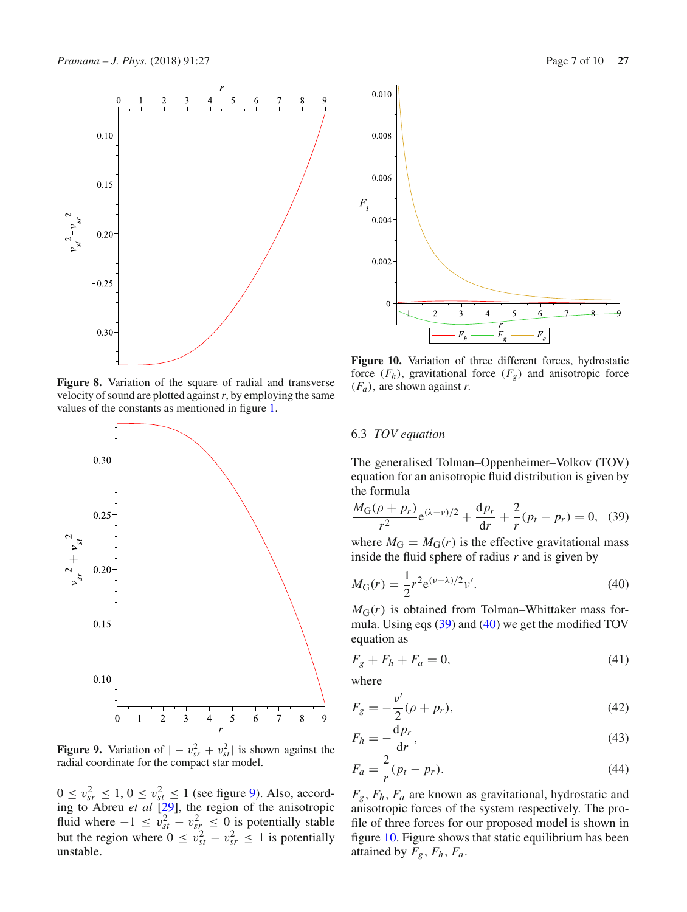**Figure 8.** Variation of the square of radial and transverse velocity of sound are plotted against $r$, by employing the same values of the constants as mentioned in figure 1.

**Figure 9.** Variation of $|-v_{sr}^2 + v_{st}^2|$ is shown against the radial coordinate for the compact star model.

$0 \le v_{sr}^2 \le 1$, $0 \le v_{st}^2 \le 1$ (see figure 9). Also, according to Abreu *et al* [29], the region of the anisotropic fluid where $-1 \le v_{st}^2 - v_{sr}^2 \le 0$ is potentially stable but the region where $0 \le v_{st}^2 - v_{sr}^2 \le 1$ is potentially unstable.

**Figure 10.** Variation of three different forces, hydrostatic force ($F_h$), gravitational force ($F_g$) and anisotropic force ($F_a$), are shown against $r$.

### 6.3 *TOV equation*

The generalised Tolman–Oppenheimer–Volkov (TOV) equation for an anisotropic fluid distribution is given by the formula

$$\frac{M_{\mathrm{G}}(\rho + p_r)}{r^2} \mathrm{e}^{(\lambda - \nu)/2} + \frac{\mathrm{d}p_r}{\mathrm{d}r} + \frac{2}{r}(p_t - p_r) = 0, \quad (39)$$

where $M_{\mathrm{G}} = M_{\mathrm{G}}(r)$ is the effective gravitational mass inside the fluid sphere of radius $r$ and is given by

$$M_{\mathrm{G}}(r) = \frac{1}{2} r^2 \mathrm{e}^{(\nu - \lambda)/2} \nu'. \quad (40)$$

$M_{\mathrm{G}}(r)$ is obtained from Tolman–Whittaker mass formula. Using eqs (39) and (40) we get the modified TOV equation as

$$F_g + F_h + F_a = 0, \quad (41)$$

where

$$F_g = -\frac{\nu'}{2}(\rho + p_r), \quad (42)$$

$$F_h = -\frac{\mathrm{d}p_r}{\mathrm{d}r}, \quad (43)$$

$$F_a = \frac{2}{r}(p_t - p_r). \quad (44)$$

$F_g$, $F_h$, $F_a$ are known as gravitational, hydrostatic and anisotropic forces of the system respectively. The profile of three forces for our proposed model is shown in figure 10. Figure shows that static equilibrium has been attained by $F_g$, $F_h$, $F_a$.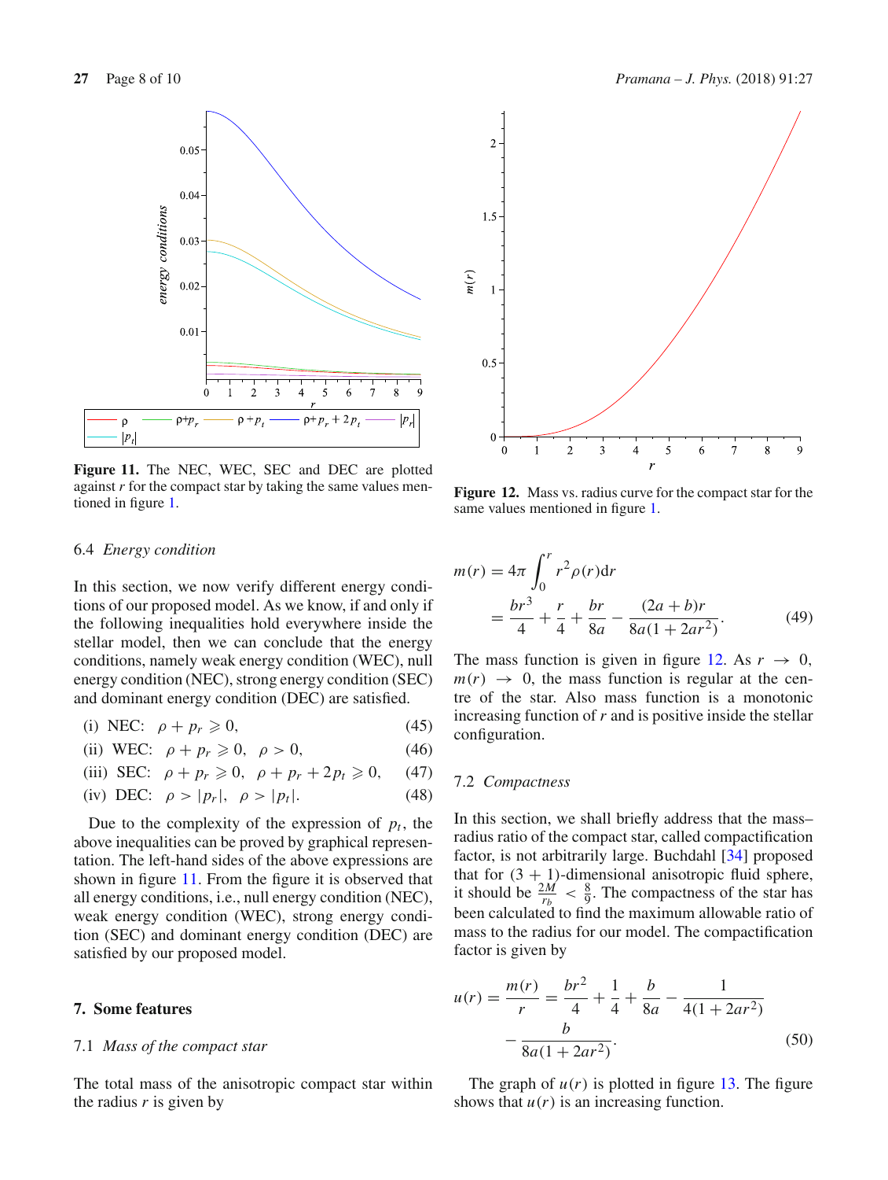Figure 11. The NEC, WEC, SEC and DEC are plotted against $r$ for the compact star by taking the same values mentioned in figure 1.

Figure 12. Mass vs. radius curve for the compact star for the same values mentioned in figure 1.

### 6.4 *Energy condition*

In this section, we now verify different energy conditions of our proposed model. As we know, if and only if the following inequalities hold everywhere inside the stellar model, then we can conclude that the energy conditions, namely weak energy condition (WEC), null energy condition (NEC), strong energy condition (SEC) and dominant energy condition (DEC) are satisfied.

(i) NEC: $\rho + p_r \geqslant 0,$ (45)

(ii) WEC: $\rho + p_r \geqslant 0, \quad \rho > 0,$ (46)

(iii) SEC: $\rho + p_r \geqslant 0, \quad \rho + p_r + 2p_t \geqslant 0,$ (47)

(iv) DEC: $\rho > |p_r|, \quad \rho > |p_t|.$ (48)

Due to the complexity of the expression of $p_t$, the above inequalities can be proved by graphical representation. The left-hand sides of the above expressions are shown in figure 11. From the figure it is observed that all energy conditions, i.e., null energy condition (NEC), weak energy condition (WEC), strong energy condition (SEC) and dominant energy condition (DEC) are satisfied by our proposed model.

## 7. Some features

### 7.1 *Mass of the compact star*

The total mass of the anisotropic compact star within the radius $r$ is given by

$$m(r) = 4\pi \int_0^r r^2 \rho(r) \mathrm{d}r$$
$$= \frac{br^3}{4} + \frac{r}{4} + \frac{br}{8a} - \frac{(2a+b)r}{8a(1+2ar^2)}. \tag{49}$$

The mass function is given in figure 12. As $r \to 0$, $m(r) \to 0$, the mass function is regular at the centre of the star. Also mass function is a monotonic increasing function of $r$ and is positive inside the stellar configuration.

### 7.2 *Compactness*

In this section, we shall briefly address that the mass–radius ratio of the compact star, called compactification factor, is not arbitrarily large. Buchdahl [34] proposed that for $(3+1)$-dimensional anisotropic fluid sphere, it should be $\frac{2M}{r_b} < \frac{8}{9}$. The compactness of the star has been calculated to find the maximum allowable ratio of mass to the radius for our model. The compactification factor is given by

$$u(r) = \frac{m(r)}{r} = \frac{br^2}{4} + \frac{1}{4} + \frac{b}{8a} - \frac{1}{4(1+2ar^2)}$$
$$- \frac{b}{8a(1+2ar^2)}. \tag{50}$$

The graph of $u(r)$ is plotted in figure 13. The figure shows that $u(r)$ is an increasing function.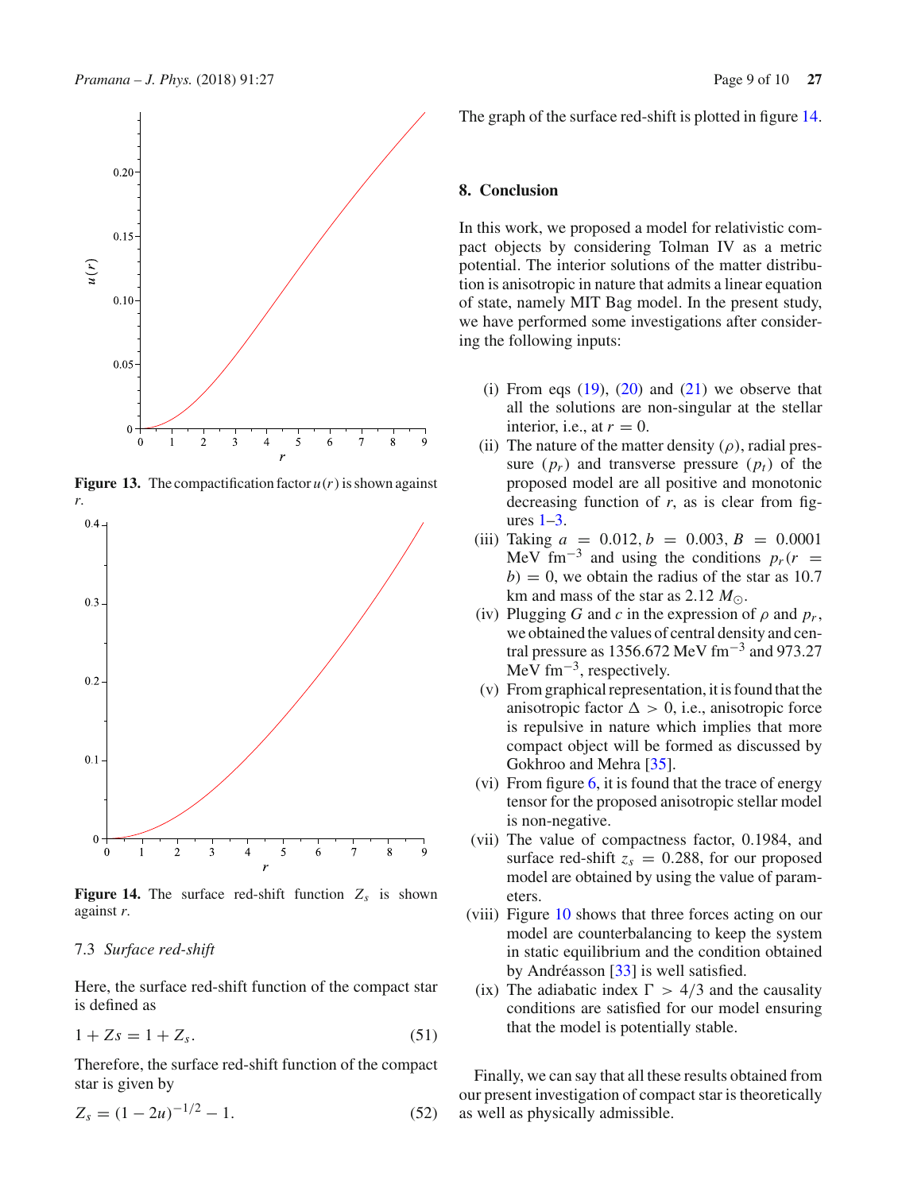Figure 13. The compactification factor $u(r)$ is shown against $r$.

Figure 14. The surface red-shift function $Z_s$ is shown against $r$.

### 7.3 *Surface red-shift*

Here, the surface red-shift function of the compact star is defined as

$$1 + Zs = 1 + Z_s. \tag{51}$$

Therefore, the surface red-shift function of the compact star is given by

$$Z_s = (1 - 2u)^{-1/2} - 1. \tag{52}$$

The graph of the surface red-shift is plotted in figure 14.

## 8. Conclusion

In this work, we proposed a model for relativistic compact objects by considering Tolman IV as a metric potential. The interior solutions of the matter distribution is anisotropic in nature that admits a linear equation of state, namely MIT Bag model. In the present study, we have performed some investigations after considering the following inputs:

(i) From eqs (19), (20) and (21) we observe that all the solutions are non-singular at the stellar interior, i.e., at $r = 0$.

(ii) The nature of the matter density ($\rho$), radial pressure ($p_r$) and transverse pressure ($p_t$) of the proposed model are all positive and monotonic decreasing function of $r$, as is clear from figures 1–3.

(iii) Taking $a = 0.012$, $b = 0.003$, $B = 0.0001$ MeV fm$^{-3}$ and using the conditions $p_r(r = b) = 0$, we obtain the radius of the star as 10.7 km and mass of the star as 2.12 $M_{\odot}$.

(iv) Plugging $G$ and $c$ in the expression of $\rho$ and $p_r$, we obtained the values of central density and central pressure as 1356.672 MeV fm$^{-3}$ and 973.27 MeV fm$^{-3}$, respectively.

(v) From graphical representation, it is found that the anisotropic factor $\Delta > 0$, i.e., anisotropic force is repulsive in nature which implies that more compact object will be formed as discussed by Gokhroo and Mehra [35].

(vi) From figure 6, it is found that the trace of energy tensor for the proposed anisotropic stellar model is non-negative.

(vii) The value of compactness factor, 0.1984, and surface red-shift $z_s = 0.288$, for our proposed model are obtained by using the value of parameters.

(viii) Figure 10 shows that three forces acting on our model are counterbalancing to keep the system in static equilibrium and the condition obtained by Andréasson [33] is well satisfied.

(ix) The adiabatic index $\Gamma > 4/3$ and the causality conditions are satisfied for our model ensuring that the model is potentially stable.

Finally, we can say that all these results obtained from our present investigation of compact star is theoretically as well as physically admissible.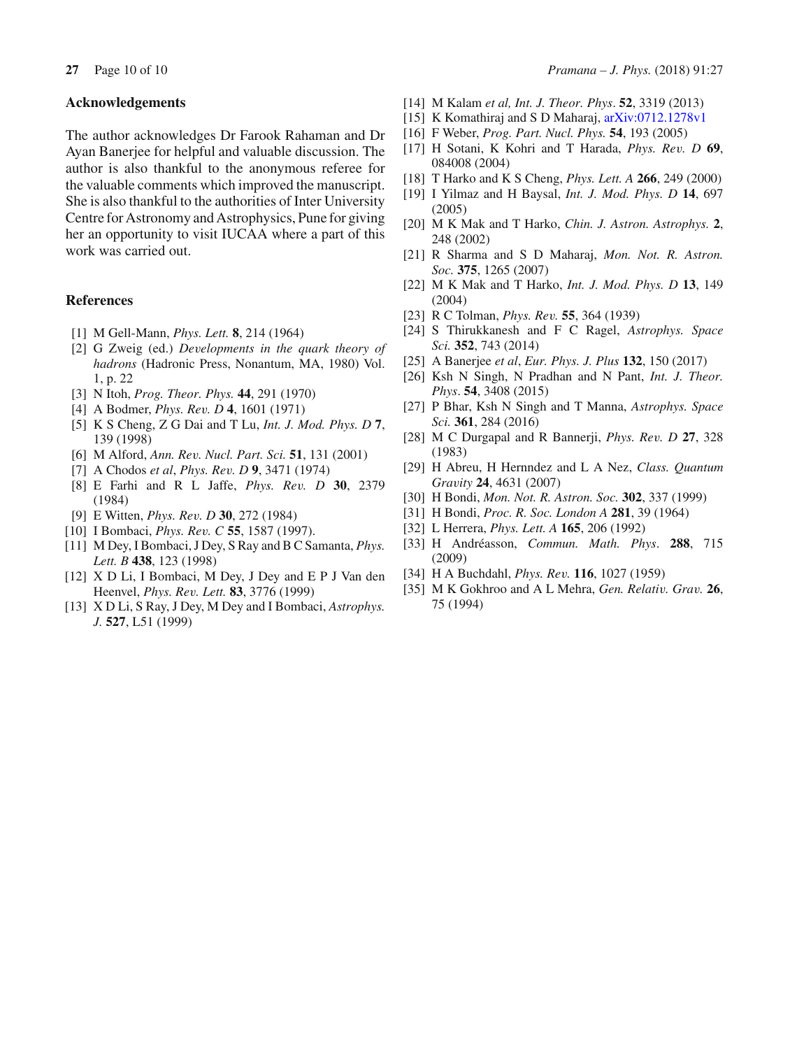### Acknowledgements

The author acknowledges Dr Farook Rahaman and Dr Ayan Banerjee for helpful and valuable discussion. The author is also thankful to the anonymous referee for the valuable comments which improved the manuscript. She is also thankful to the authorities of Inter University Centre for Astronomy and Astrophysics, Pune for giving her an opportunity to visit IUCAA where a part of this work was carried out.

### References

[1] M Gell-Mann, *Phys. Lett.* **8**, 214 (1964)
[2] G Zweig (ed.) *Developments in the quark theory of hadrons* (Hadronic Press, Nonantum, MA, 1980) Vol. 1, p. 22
[3] N Itoh, *Prog. Theor. Phys.* **44**, 291 (1970)
[4] A Bodmer, *Phys. Rev. D* **4**, 1601 (1971)
[5] K S Cheng, Z G Dai and T Lu, *Int. J. Mod. Phys. D* **7**, 139 (1998)
[6] M Alford, *Ann. Rev. Nucl. Part. Sci.* **51**, 131 (2001)
[7] A Chodos *et al*, *Phys. Rev. D* **9**, 3471 (1974)
[8] E Farhi and R L Jaffe, *Phys. Rev. D* **30**, 2379 (1984)
[9] E Witten, *Phys. Rev. D* **30**, 272 (1984)
[10] I Bombaci, *Phys. Rev. C* **55**, 1587 (1997).
[11] M Dey, I Bombaci, J Dey, S Ray and B C Samanta, *Phys. Lett. B* **438**, 123 (1998)
[12] X D Li, I Bombaci, M Dey, J Dey and E P J Van den Heenvel, *Phys. Rev. Lett.* **83**, 3776 (1999)
[13] X D Li, S Ray, J Dey, M Dey and I Bombaci, *Astrophys. J.* **527**, L51 (1999)
[14] M Kalam *et al, Int. J. Theor. Phys*. **52**, 3319 (2013)
[15] K Komathiraj and S D Maharaj, arXiv:0712.1278v1
[16] F Weber, *Prog. Part. Nucl. Phys.* **54**, 193 (2005)
[17] H Sotani, K Kohri and T Harada, *Phys. Rev. D* **69**, 084008 (2004)
[18] T Harko and K S Cheng, *Phys. Lett. A* **266**, 249 (2000)
[19] I Yilmaz and H Baysal, *Int. J. Mod. Phys. D* **14**, 697 (2005)
[20] M K Mak and T Harko, *Chin. J. Astron. Astrophys.* **2**, 248 (2002)
[21] R Sharma and S D Maharaj, *Mon. Not. R. Astron. Soc.* **375**, 1265 (2007)
[22] M K Mak and T Harko, *Int. J. Mod. Phys. D* **13**, 149 (2004)
[23] R C Tolman, *Phys. Rev.* **55**, 364 (1939)
[24] S Thirukkanesh and F C Ragel, *Astrophys. Space Sci.* **352**, 743 (2014)
[25] A Banerjee *et al*, *Eur. Phys. J. Plus* **132**, 150 (2017)
[26] Ksh N Singh, N Pradhan and N Pant, *Int. J. Theor. Phys*. **54**, 3408 (2015)
[27] P Bhar, Ksh N Singh and T Manna, *Astrophys. Space Sci.* **361**, 284 (2016)
[28] M C Durgapal and R Bannerji, *Phys. Rev. D* **27**, 328 (1983)
[29] H Abreu, H Hernndez and L A Nez, *Class. Quantum Gravity* **24**, 4631 (2007)
[30] H Bondi, *Mon. Not. R. Astron. Soc.* **302**, 337 (1999)
[31] H Bondi, *Proc. R. Soc. London A* **281**, 39 (1964)
[32] L Herrera, *Phys. Lett. A* **165**, 206 (1992)
[33] H Andréasson, *Commun. Math. Phys*. **288**, 715 (2009)
[34] H A Buchdahl, *Phys. Rev.* **116**, 1027 (1959)
[35] M K Gokhroo and A L Mehra, *Gen. Relativ. Grav.* **26**, 75 (1994)